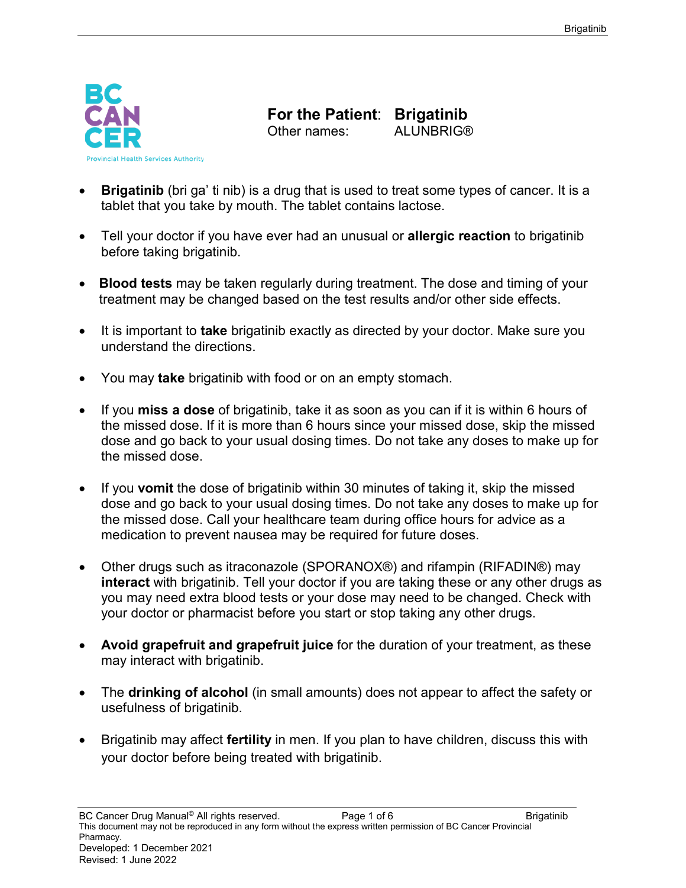# For the Patient: Brigatinib

Other names: ALUNBRIG®

- **Brigatinib** (bri ga' ti nib) is a drug that is used to treat some types of cancer. It is a tablet that you take by mouth. The tablet contains lactose.

- Tell your doctor if you have ever had an unusual or **allergic reaction** to brigatinib before taking brigatinib.

- **Blood tests** may be taken regularly during treatment. The dose and timing of your treatment may be changed based on the test results and/or other side effects.

- It is important to **take** brigatinib exactly as directed by your doctor. Make sure you understand the directions.

- You may **take** brigatinib with food or on an empty stomach.

- If you **miss a dose** of brigatinib, take it as soon as you can if it is within 6 hours of the missed dose. If it is more than 6 hours since your missed dose, skip the missed dose and go back to your usual dosing times. Do not take any doses to make up for the missed dose.

- If you **vomit** the dose of brigatinib within 30 minutes of taking it, skip the missed dose and go back to your usual dosing times. Do not take any doses to make up for the missed dose. Call your healthcare team during office hours for advice as a medication to prevent nausea may be required for future doses.

- Other drugs such as itraconazole (SPORANOX®) and rifampin (RIFADIN®) may **interact** with brigatinib. Tell your doctor if you are taking these or any other drugs as you may need extra blood tests or your dose may need to be changed. Check with your doctor or pharmacist before you start or stop taking any other drugs.

- **Avoid grapefruit and grapefruit juice** for the duration of your treatment, as these may interact with brigatinib.

- The **drinking of alcohol** (in small amounts) does not appear to affect the safety or usefulness of brigatinib.

- Brigatinib may affect **fertility** in men. If you plan to have children, discuss this with your doctor before being treated with brigatinib.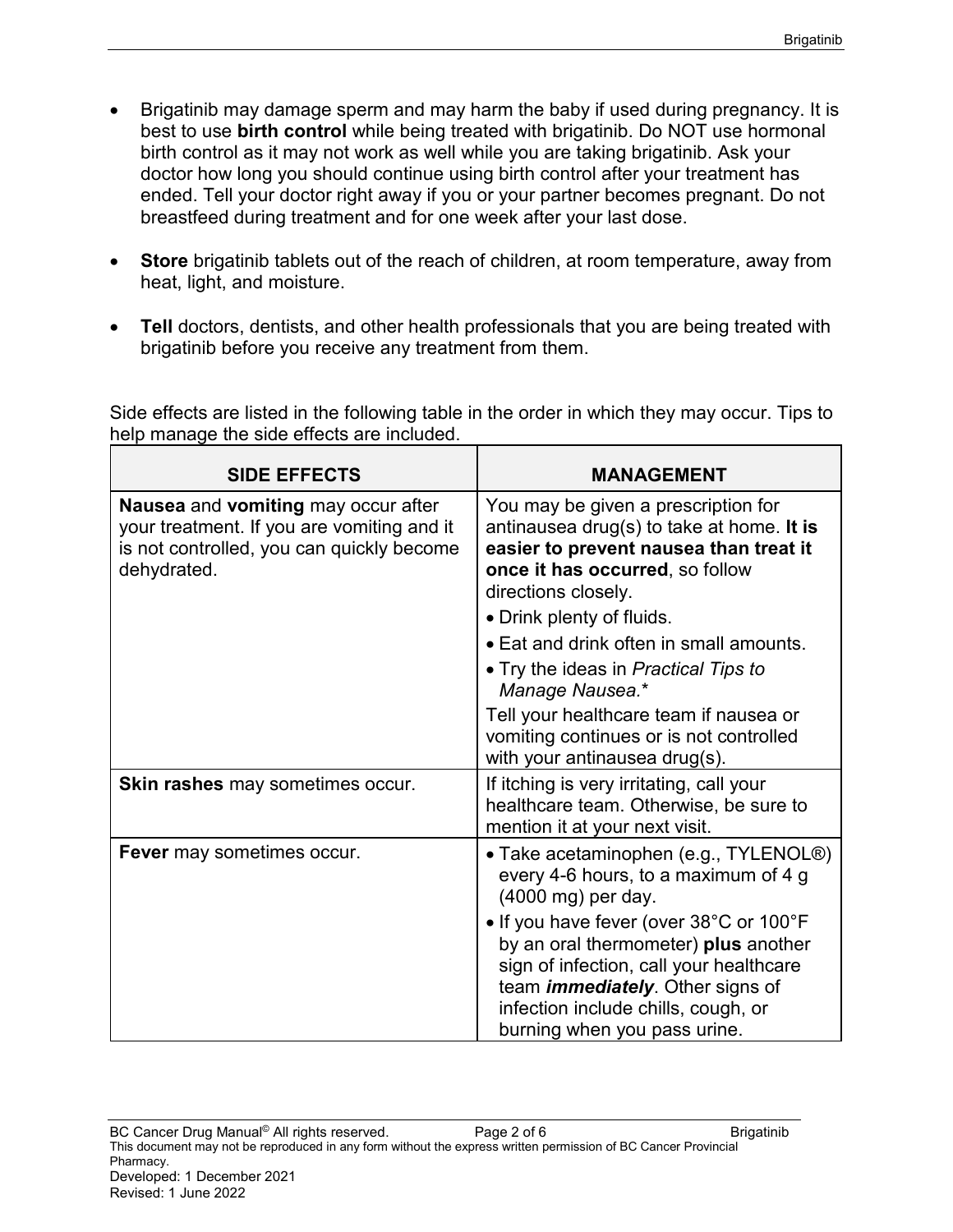- Brigatinib may damage sperm and may harm the baby if used during pregnancy. It is best to use **birth control** while being treated with brigatinib. Do NOT use hormonal birth control as it may not work as well while you are taking brigatinib. Ask your doctor how long you should continue using birth control after your treatment has ended. Tell your doctor right away if you or your partner becomes pregnant. Do not breastfeed during treatment and for one week after your last dose.

- **Store** brigatinib tablets out of the reach of children, at room temperature, away from heat, light, and moisture.

- **Tell** doctors, dentists, and other health professionals that you are being treated with brigatinib before you receive any treatment from them.

Side effects are listed in the following table in the order in which they may occur. Tips to help manage the side effects are included.

| SIDE EFFECTS | MANAGEMENT |
| --- | --- |
| **Nausea** and **vomiting** may occur after your treatment. If you are vomiting and it is not controlled, you can quickly become dehydrated. | You may be given a prescription for antinausea drug(s) to take at home. **It is easier to prevent nausea than treat it once it has occurred**, so follow directions closely.<br>• Drink plenty of fluids.<br>• Eat and drink often in small amounts.<br>• Try the ideas in *Practical Tips to Manage Nausea.*\*<br>Tell your healthcare team if nausea or vomiting continues or is not controlled with your antinausea drug(s). |
| **Skin rashes** may sometimes occur. | If itching is very irritating, call your healthcare team. Otherwise, be sure to mention it at your next visit. |
| **Fever** may sometimes occur. | • Take acetaminophen (e.g., TYLENOL®) every 4-6 hours, to a maximum of 4 g (4000 mg) per day.<br>• If you have fever (over 38°C or 100°F by an oral thermometer) **plus** another sign of infection, call your healthcare team ***immediately***. Other signs of infection include chills, cough, or burning when you pass urine. |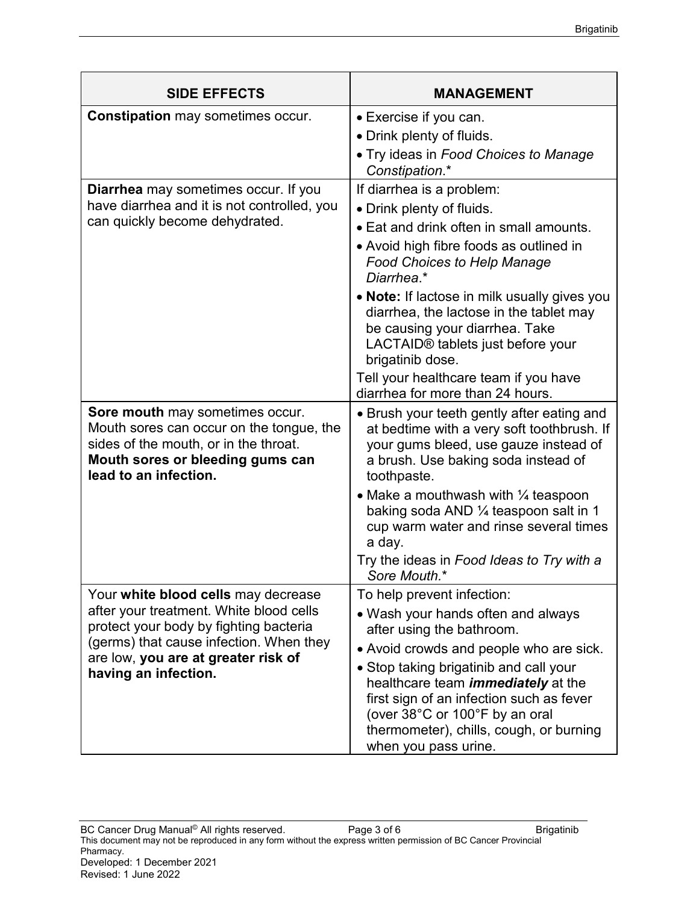| SIDE EFFECTS | MANAGEMENT |
|---|---|
| **Constipation** may sometimes occur. | • Exercise if you can.<br>• Drink plenty of fluids.<br>• Try ideas in *Food Choices to Manage Constipation*.* |
| **Diarrhea** may sometimes occur. If you have diarrhea and it is not controlled, you can quickly become dehydrated. | If diarrhea is a problem:<br>• Drink plenty of fluids.<br>• Eat and drink often in small amounts.<br>• Avoid high fibre foods as outlined in *Food Choices to Help Manage Diarrhea*.*<br>• **Note:** If lactose in milk usually gives you diarrhea, the lactose in the tablet may be causing your diarrhea. Take LACTAID® tablets just before your brigatinib dose.<br>Tell your healthcare team if you have diarrhea for more than 24 hours. |
| **Sore mouth** may sometimes occur. Mouth sores can occur on the tongue, the sides of the mouth, or in the throat. **Mouth sores or bleeding gums can lead to an infection.** | • Brush your teeth gently after eating and at bedtime with a very soft toothbrush. If your gums bleed, use gauze instead of a brush. Use baking soda instead of toothpaste.<br>• Make a mouthwash with ¼ teaspoon baking soda AND ¼ teaspoon salt in 1 cup warm water and rinse several times a day.<br>Try the ideas in *Food Ideas to Try with a Sore Mouth.** |
| Your **white blood cells** may decrease after your treatment. White blood cells protect your body by fighting bacteria (germs) that cause infection. When they are low, **you are at greater risk of having an infection.** | To help prevent infection:<br>• Wash your hands often and always after using the bathroom.<br>• Avoid crowds and people who are sick.<br>• Stop taking brigatinib and call your healthcare team ***immediately*** at the first sign of an infection such as fever (over 38°C or 100°F by an oral thermometer), chills, cough, or burning when you pass urine. |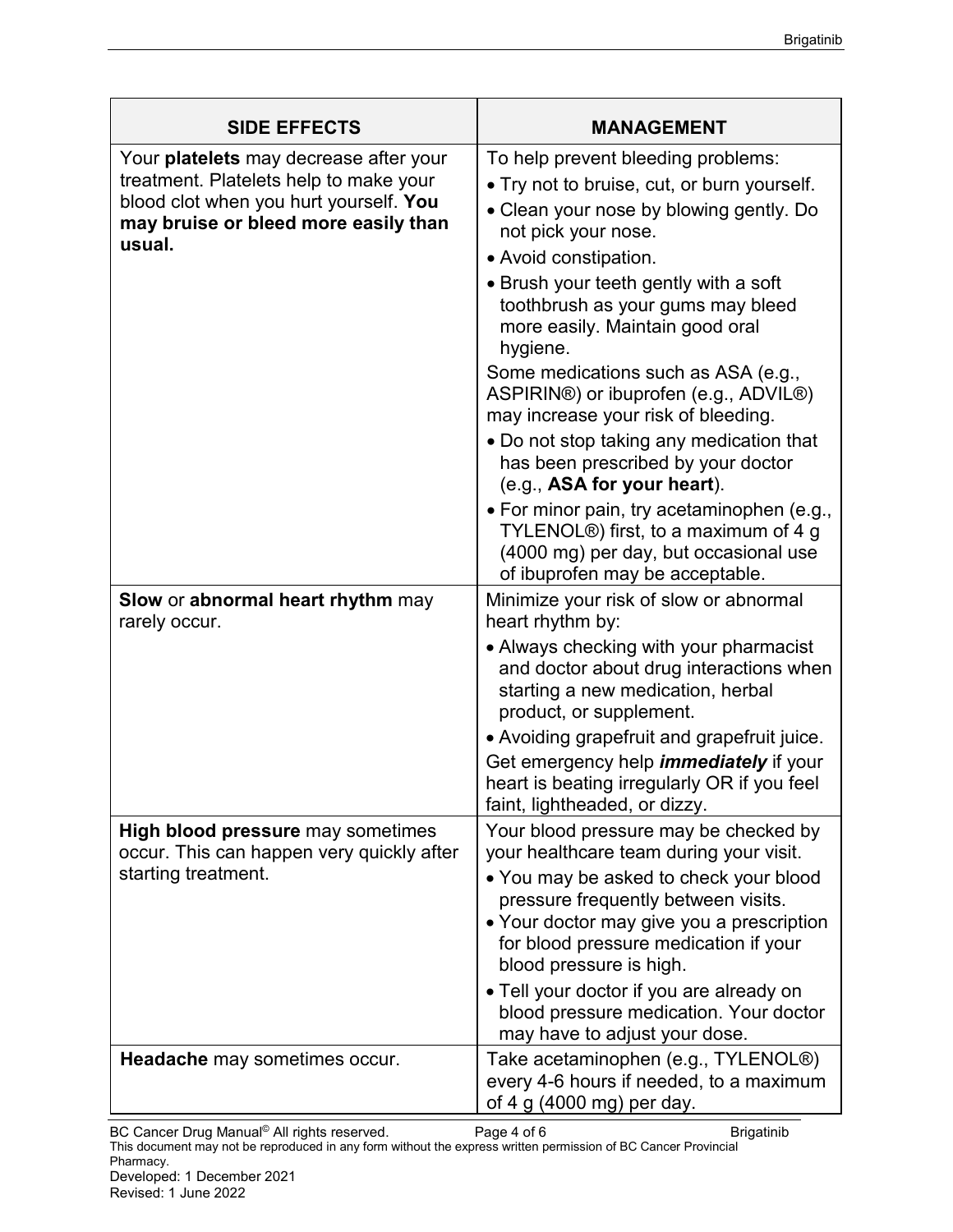| SIDE EFFECTS | MANAGEMENT |
|---|---|
| Your **platelets** may decrease after your treatment. Platelets help to make your blood clot when you hurt yourself. **You may bruise or bleed more easily than usual.** | To help prevent bleeding problems:<br>• Try not to bruise, cut, or burn yourself.<br>• Clean your nose by blowing gently. Do not pick your nose.<br>• Avoid constipation.<br>• Brush your teeth gently with a soft toothbrush as your gums may bleed more easily. Maintain good oral hygiene.<br>Some medications such as ASA (e.g., ASPIRIN®) or ibuprofen (e.g., ADVIL®) may increase your risk of bleeding.<br>• Do not stop taking any medication that has been prescribed by your doctor (e.g., **ASA for your heart**).<br>• For minor pain, try acetaminophen (e.g., TYLENOL®) first, to a maximum of 4 g (4000 mg) per day, but occasional use of ibuprofen may be acceptable. |
| **Slow** or **abnormal heart rhythm** may rarely occur. | Minimize your risk of slow or abnormal heart rhythm by:<br>• Always checking with your pharmacist and doctor about drug interactions when starting a new medication, herbal product, or supplement.<br>• Avoiding grapefruit and grapefruit juice.<br>Get emergency help ***immediately*** if your heart is beating irregularly OR if you feel faint, lightheaded, or dizzy. |
| **High blood pressure** may sometimes occur. This can happen very quickly after starting treatment. | Your blood pressure may be checked by your healthcare team during your visit.<br>• You may be asked to check your blood pressure frequently between visits.<br>• Your doctor may give you a prescription for blood pressure medication if your blood pressure is high.<br>• Tell your doctor if you are already on blood pressure medication. Your doctor may have to adjust your dose. |
| **Headache** may sometimes occur. | Take acetaminophen (e.g., TYLENOL®) every 4-6 hours if needed, to a maximum of 4 g (4000 mg) per day. |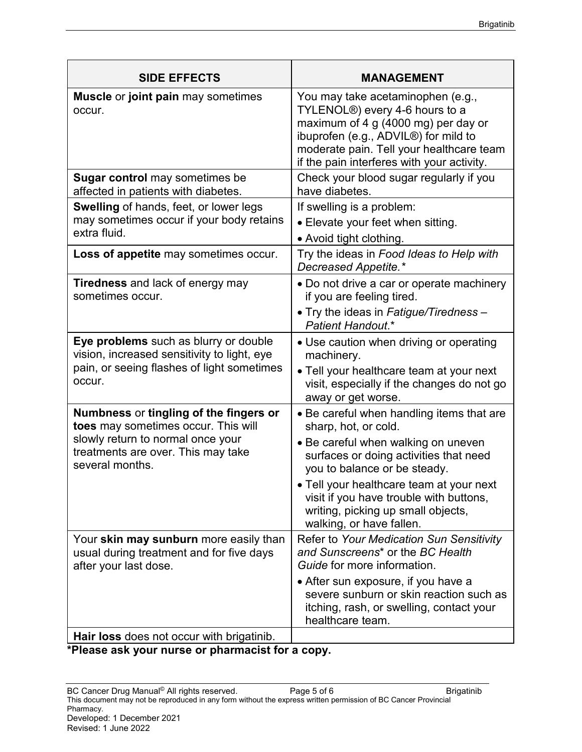| SIDE EFFECTS | MANAGEMENT |
|---|---|
| **Muscle** or **joint pain** may sometimes occur. | You may take acetaminophen (e.g., TYLENOL®) every 4-6 hours to a maximum of 4 g (4000 mg) per day or ibuprofen (e.g., ADVIL®) for mild to moderate pain. Tell your healthcare team if the pain interferes with your activity. |
| **Sugar control** may sometimes be affected in patients with diabetes. | Check your blood sugar regularly if you have diabetes. |
| **Swelling** of hands, feet, or lower legs may sometimes occur if your body retains extra fluid. | If swelling is a problem:<br>• Elevate your feet when sitting.<br>• Avoid tight clothing. |
| **Loss of appetite** may sometimes occur. | Try the ideas in *Food Ideas to Help with Decreased Appetite.** |
| **Tiredness** and lack of energy may sometimes occur. | • Do not drive a car or operate machinery if you are feeling tired.<br>• Try the ideas in *Fatigue/Tiredness – Patient Handout*.* |
| **Eye problems** such as blurry or double vision, increased sensitivity to light, eye pain, or seeing flashes of light sometimes occur. | • Use caution when driving or operating machinery.<br>• Tell your healthcare team at your next visit, especially if the changes do not go away or get worse. |
| **Numbness** or **tingling of the fingers or toes** may sometimes occur. This will slowly return to normal once your treatments are over. This may take several months. | • Be careful when handling items that are sharp, hot, or cold.<br>• Be careful when walking on uneven surfaces or doing activities that need you to balance or be steady.<br>• Tell your healthcare team at your next visit if you have trouble with buttons, writing, picking up small objects, walking, or have fallen. |
| Your **skin may sunburn** more easily than usual during treatment and for five days after your last dose. | Refer to *Your Medication Sun Sensitivity and Sunscreens** or the *BC Health Guide* for more information.<br>• After sun exposure, if you have a severe sunburn or skin reaction such as itching, rash, or swelling, contact your healthcare team. |
| **Hair loss** does not occur with brigatinib. | |

**\*Please ask your nurse or pharmacist for a copy.**

BC Cancer Drug Manual© All rights reserved.
This document may not be reproduced in any form without the express written permission of BC Cancer Provincial Pharmacy.
Developed: 1 December 2021
Revised: 1 June 2022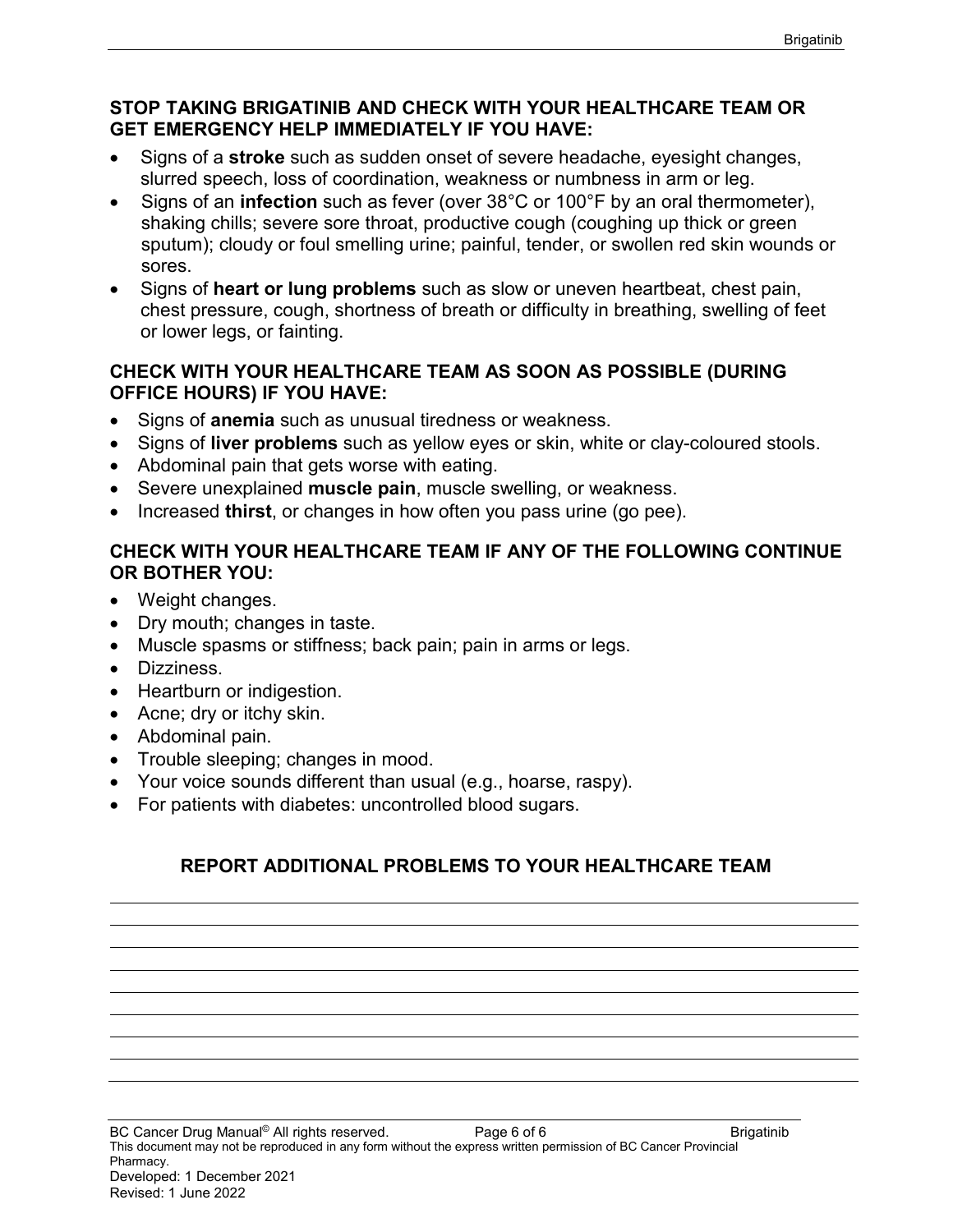**STOP TAKING BRIGATINIB AND CHECK WITH YOUR HEALTHCARE TEAM OR GET EMERGENCY HELP IMMEDIATELY IF YOU HAVE:**

- Signs of a **stroke** such as sudden onset of severe headache, eyesight changes, slurred speech, loss of coordination, weakness or numbness in arm or leg.
- Signs of an **infection** such as fever (over 38°C or 100°F by an oral thermometer), shaking chills; severe sore throat, productive cough (coughing up thick or green sputum); cloudy or foul smelling urine; painful, tender, or swollen red skin wounds or sores.
- Signs of **heart or lung problems** such as slow or uneven heartbeat, chest pain, chest pressure, cough, shortness of breath or difficulty in breathing, swelling of feet or lower legs, or fainting.

**CHECK WITH YOUR HEALTHCARE TEAM AS SOON AS POSSIBLE (DURING OFFICE HOURS) IF YOU HAVE:**

- Signs of **anemia** such as unusual tiredness or weakness.
- Signs of **liver problems** such as yellow eyes or skin, white or clay-coloured stools.
- Abdominal pain that gets worse with eating.
- Severe unexplained **muscle pain**, muscle swelling, or weakness.
- Increased **thirst**, or changes in how often you pass urine (go pee).

**CHECK WITH YOUR HEALTHCARE TEAM IF ANY OF THE FOLLOWING CONTINUE OR BOTHER YOU:**

- Weight changes.
- Dry mouth; changes in taste.
- Muscle spasms or stiffness; back pain; pain in arms or legs.
- Dizziness.
- Heartburn or indigestion.
- Acne; dry or itchy skin.
- Abdominal pain.
- Trouble sleeping; changes in mood.
- Your voice sounds different than usual (e.g., hoarse, raspy).
- For patients with diabetes: uncontrolled blood sugars.

**REPORT ADDITIONAL PROBLEMS TO YOUR HEALTHCARE TEAM**

BC Cancer Drug Manual© All rights reserved.
This document may not be reproduced in any form without the express written permission of BC Cancer Provincial Pharmacy.
Developed: 1 December 2021
Revised: 1 June 2022